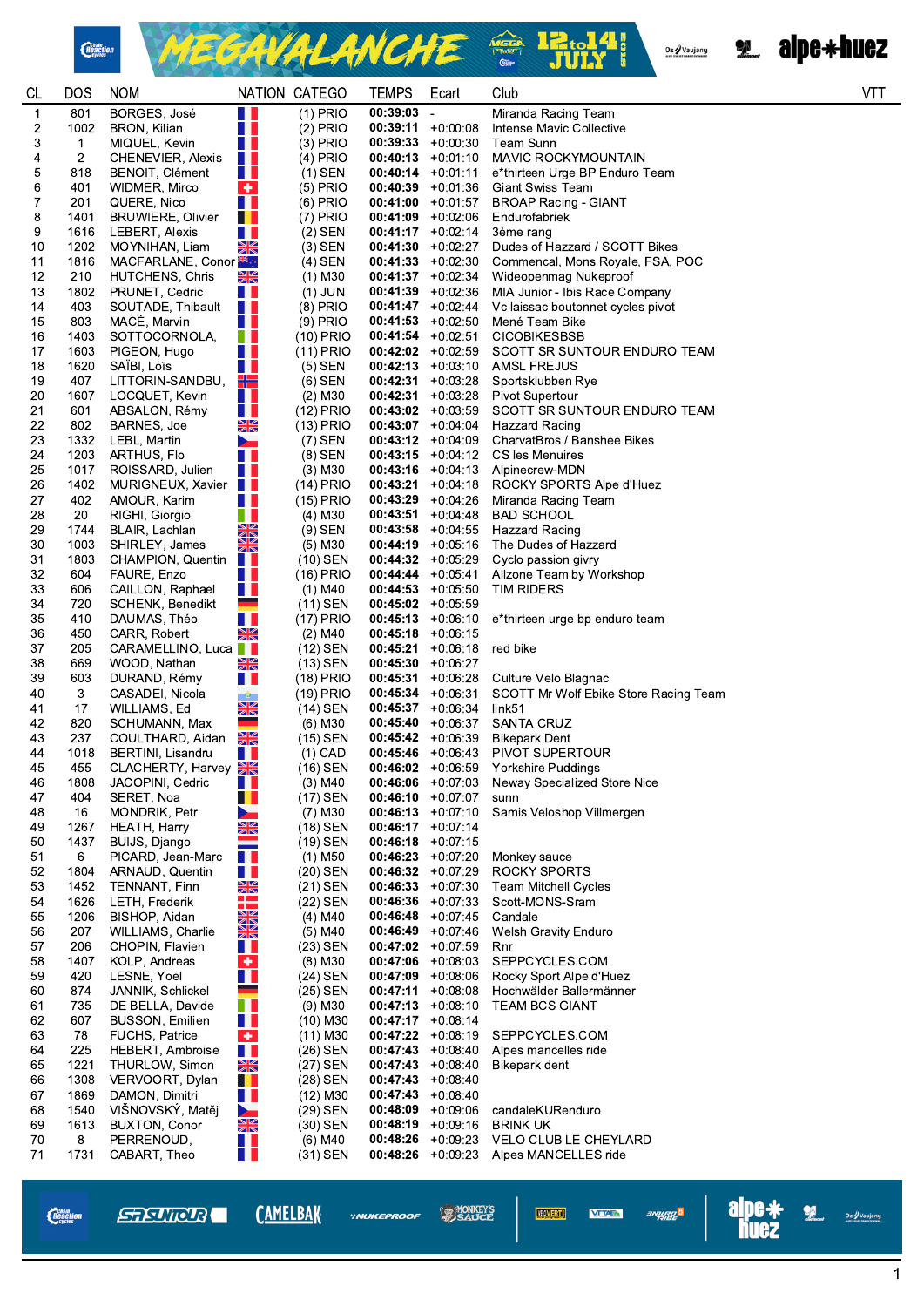# MEGAVALANCHE 12 to 14 JULY 2018

| CL | DOS | NOM | NATION | CATEGO | TEMPS | Ecart | Club | VTT |
|---|---|---|---|---|---|---|---|---|
| 1 | 801 | BORGES, José | | (1) PRIO | 00:39:03 | - | Miranda Racing Team | |
| 2 | 1002 | BRON, Kilian | | (2) PRIO | 00:39:11 | +0:00:08 | Intense Mavic Collective | |
| 3 | 1 | MIQUEL, Kevin | | (3) PRIO | 00:39:33 | +0:00:30 | Team Sunn | |
| 4 | 2 | CHENEVIER, Alexis | | (4) PRIO | 00:40:13 | +0:01:10 | MAVIC ROCKYMOUNTAIN | |
| 5 | 818 | BENOIT, Clément | | (1) SEN | 00:40:14 | +0:01:11 | e*thirteen Urge BP Enduro Team | |
| 6 | 401 | WIDMER, Mirco | | (5) PRIO | 00:40:39 | +0:01:36 | Giant Swiss Team | |
| 7 | 201 | QUERE, Nico | | (6) PRIO | 00:41:00 | +0:01:57 | BROAP Racing - GIANT | |
| 8 | 1401 | BRUWIERE, Olivier | | (7) PRIO | 00:41:09 | +0:02:06 | Endurofabriek | |
| 9 | 1616 | LEBERT, Alexis | | (2) SEN | 00:41:17 | +0:02:14 | 3ème rang | |
| 10 | 1202 | MOYNIHAN, Liam | | (3) SEN | 00:41:30 | +0:02:27 | Dudes of Hazzard / SCOTT Bikes | |
| 11 | 1816 | MACFARLANE, Conor | | (4) SEN | 00:41:33 | +0:02:30 | Commencal, Mons Royale, FSA, POC | |
| 12 | 210 | HUTCHENS, Chris | | (1) M30 | 00:41:37 | +0:02:34 | Wideopenmag Nukeproof | |
| 13 | 1802 | PRUNET, Cedric | | (1) JUN | 00:41:39 | +0:02:36 | MIA Junior - Ibis Race Company | |
| 14 | 403 | SOUTADE, Thibault | | (8) PRIO | 00:41:47 | +0:02:44 | Vc laissac boutonnet cycles pivot | |
| 15 | 803 | MACÉ, Marvin | | (9) PRIO | 00:41:53 | +0:02:50 | Mené Team Bike | |
| 16 | 1403 | SOTTOCORNOLA, | | (10) PRIO | 00:41:54 | +0:02:51 | CICOBIKESBSB | |
| 17 | 1603 | PIGEON, Hugo | | (11) PRIO | 00:42:02 | +0:02:59 | SCOTT SR SUNTOUR ENDURO TEAM | |
| 18 | 1620 | SAÏBI, Loïs | | (5) SEN | 00:42:13 | +0:03:10 | AMSL FREJUS | |
| 19 | 407 | LITTORIN-SANDBU, | | (6) SEN | 00:42:31 | +0:03:28 | Sportsklubben Rye | |
| 20 | 1607 | LOCQUET, Kevin | | (2) M30 | 00:42:31 | +0:03:28 | Pivot Supertour | |
| 21 | 601 | ABSALON, Rémy | | (12) PRIO | 00:43:02 | +0:03:59 | SCOTT SR SUNTOUR ENDURO TEAM | |
| 22 | 802 | BARNES, Joe | | (13) PRIO | 00:43:07 | +0:04:04 | Hazzard Racing | |
| 23 | 1332 | LEBL, Martin | | (7) SEN | 00:43:12 | +0:04:09 | CharvatBros / Banshee Bikes | |
| 24 | 1203 | ARTHUS, Flo | | (8) SEN | 00:43:15 | +0:04:12 | CS les Menuires | |
| 25 | 1017 | ROISSARD, Julien | | (3) M30 | 00:43:16 | +0:04:13 | Alpinecrew-MDN | |
| 26 | 1402 | MURIGNEUX, Xavier | | (14) PRIO | 00:43:21 | +0:04:18 | ROCKY SPORTS Alpe d'Huez | |
| 27 | 402 | AMOUR, Karim | | (15) PRIO | 00:43:29 | +0:04:26 | Miranda Racing Team | |
| 28 | 20 | RIGHI, Giorgio | | (4) M30 | 00:43:51 | +0:04:48 | BAD SCHOOL | |
| 29 | 1744 | BLAIR, Lachlan | | (9) SEN | 00:43:58 | +0:04:55 | Hazzard Racing | |
| 30 | 1003 | SHIRLEY, James | | (5) M30 | 00:44:19 | +0:05:16 | The Dudes of Hazzard | |
| 31 | 1803 | CHAMPION, Quentin | | (10) SEN | 00:44:32 | +0:05:29 | Cyclo passion givry | |
| 32 | 604 | FAURE, Enzo | | (16) PRIO | 00:44:44 | +0:05:41 | Allzone Team by Workshop | |
| 33 | 606 | CAILLON, Raphael | | (1) M40 | 00:44:53 | +0:05:50 | TIM RIDERS | |
| 34 | 720 | SCHENK, Benedikt | | (11) SEN | 00:45:02 | +0:05:59 | | |
| 35 | 410 | DAUMAS, Théo | | (17) PRIO | 00:45:13 | +0:06:10 | e*thirteen urge bp enduro team | |
| 36 | 450 | CARR, Robert | | (2) M40 | 00:45:18 | +0:06:15 | | |
| 37 | 205 | CARAMELLINO, Luca | | (12) SEN | 00:45:21 | +0:06:18 | red bike | |
| 38 | 669 | WOOD, Nathan | | (13) SEN | 00:45:30 | +0:06:27 | | |
| 39 | 603 | DURAND, Rémy | | (18) PRIO | 00:45:31 | +0:06:28 | Culture Velo Blagnac | |
| 40 | 3 | CASADEI, Nicola | | (19) PRIO | 00:45:34 | +0:06:31 | SCOTT Mr Wolf Ebike Store Racing Team | |
| 41 | 17 | WILLIAMS, Ed | | (14) SEN | 00:45:37 | +0:06:34 | link51 | |
| 42 | 820 | SCHUMANN, Max | | (6) M30 | 00:45:40 | +0:06:37 | SANTA CRUZ | |
| 43 | 237 | COULTHARD, Aidan | | (15) SEN | 00:45:42 | +0:06:39 | Bikepark Dent | |
| 44 | 1018 | BERTINI, Lisandru | | (1) CAD | 00:45:46 | +0:06:43 | PIVOT SUPERTOUR | |
| 45 | 455 | CLACHERTY, Harvey | | (16) SEN | 00:46:02 | +0:06:59 | Yorkshire Puddings | |
| 46 | 1808 | JACOPINI, Cedric | | (3) M40 | 00:46:06 | +0:07:03 | Neway Specialized Store Nice | |
| 47 | 404 | SERET, Noa | | (17) SEN | 00:46:10 | +0:07:07 | sunn | |
| 48 | 16 | MONDRIK, Petr | | (7) M30 | 00:46:13 | +0:07:10 | Samis Veloshop Villmergen | |
| 49 | 1267 | HEATH, Harry | | (18) SEN | 00:46:17 | +0:07:14 | | |
| 50 | 1437 | BUIJS, Django | | (19) SEN | 00:46:18 | +0:07:15 | | |
| 51 | 6 | PICARD, Jean-Marc | | (1) M50 | 00:46:23 | +0:07:20 | Monkey sauce | |
| 52 | 1804 | ARNAUD, Quentin | | (20) SEN | 00:46:32 | +0:07:29 | ROCKY SPORTS | |
| 53 | 1452 | TENNANT, Finn | | (21) SEN | 00:46:33 | +0:07:30 | Team Mitchell Cycles | |
| 54 | 1626 | LETH, Frederik | | (22) SEN | 00:46:36 | +0:07:33 | Scott-MONS-Sram | |
| 55 | 1206 | BISHOP, Aidan | | (4) M40 | 00:46:48 | +0:07:45 | Candale | |
| 56 | 207 | WILLIAMS, Charlie | | (5) M40 | 00:46:49 | +0:07:46 | Welsh Gravity Enduro | |
| 57 | 206 | CHOPIN, Flavien | | (23) SEN | 00:47:02 | +0:07:59 | Rnr | |
| 58 | 1407 | KOLP, Andreas | | (8) M30 | 00:47:06 | +0:08:03 | SEPPCYCLES.COM | |
| 59 | 420 | LESNE, Yoel | | (24) SEN | 00:47:09 | +0:08:06 | Rocky Sport Alpe d'Huez | |
| 60 | 874 | JANNIK, Schlickel | | (25) SEN | 00:47:11 | +0:08:08 | Hochwälder Ballermänner | |
| 61 | 735 | DE BELLA, Davide | | (9) M30 | 00:47:13 | +0:08:10 | TEAM BCS GIANT | |
| 62 | 607 | BUSSON, Emilien | | (10) M30 | 00:47:17 | +0:08:14 | | |
| 63 | 78 | FUCHS, Patrice | | (11) M30 | 00:47:22 | +0:08:19 | SEPPCYCLES.COM | |
| 64 | 225 | HEBERT, Ambroise | | (26) SEN | 00:47:43 | +0:08:40 | Alpes mancelles ride | |
| 65 | 1221 | THURLOW, Simon | | (27) SEN | 00:47:43 | +0:08:40 | Bikepark dent | |
| 66 | 1308 | VERVOORT, Dylan | | (28) SEN | 00:47:43 | +0:08:40 | | |
| 67 | 1869 | DAMON, Dimitri | | (12) M30 | 00:47:43 | +0:08:40 | | |
| 68 | 1540 | VIŠNOVSKÝ, Matěj | | (29) SEN | 00:48:09 | +0:09:06 | candaleKURenduro | |
| 69 | 1613 | BUXTON, Conor | | (30) SEN | 00:48:19 | +0:09:16 | BRINK UK | |
| 70 | 8 | PERRENOUD, | | (6) M40 | 00:48:26 | +0:09:23 | VELO CLUB LE CHEYLARD | |
| 71 | 1731 | CABART, Theo | | (31) SEN | 00:48:26 | +0:09:23 | Alpes MANCELLES ride | |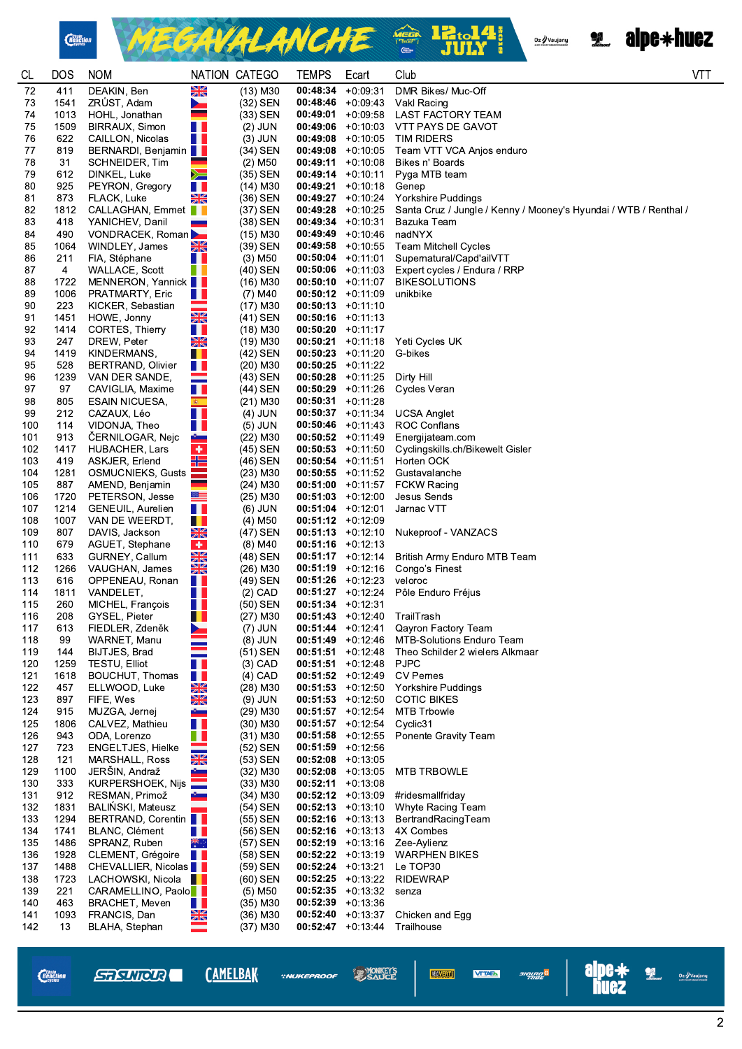| CL | DOS | NOM | NATION | CATEGO | TEMPS | Ecart | Club | VTT |
|---|---|---|---|---|---|---|---|---|
| 72 | 411 | DEAKIN, Ben | | (13) M30 | 00:48:34 | +0:09:31 | DMR Bikes/ Muc-Off | |
| 73 | 1541 | ZRŮST, Adam | | (32) SEN | 00:48:46 | +0:09:43 | Vakl Racing | |
| 74 | 1013 | HOHL, Jonathan | | (33) SEN | 00:49:01 | +0:09:58 | LAST FACTORY TEAM | |
| 75 | 1509 | BIRRAUX, Simon | | (2) JUN | 00:49:06 | +0:10:03 | VTT PAYS DE GAVOT | |
| 76 | 622 | CAILLON, Nicolas | | (3) JUN | 00:49:08 | +0:10:05 | TIM RIDERS | |
| 77 | 819 | BERNARDI, Benjamin | | (34) SEN | 00:49:08 | +0:10:05 | Team VTT VCA Anjos enduro | |
| 78 | 31 | SCHNEIDER, Tim | | (2) M50 | 00:49:11 | +0:10:08 | Bikes n' Boards | |
| 79 | 612 | DINKEL, Luke | | (35) SEN | 00:49:14 | +0:10:11 | Pyga MTB team | |
| 80 | 925 | PEYRON, Gregory | | (14) M30 | 00:49:21 | +0:10:18 | Genep | |
| 81 | 873 | FLACK, Luke | | (36) SEN | 00:49:27 | +0:10:24 | Yorkshire Puddings | |
| 82 | 1812 | CALLAGHAN, Emmet | | (37) SEN | 00:49:28 | +0:10:25 | Santa Cruz / Jungle / Kenny / Mooney's Hyundai / WTB / Renthal / | |
| 83 | 418 | YANICHEV, Danil | | (38) SEN | 00:49:34 | +0:10:31 | Bazuka Team | |
| 84 | 490 | VONDRACEK, Roman | | (15) M30 | 00:49:49 | +0:10:46 | nadNYX | |
| 85 | 1064 | WINDLEY, James | | (39) SEN | 00:49:58 | +0:10:55 | Team Mitchell Cycles | |
| 86 | 211 | FIA, Stéphane | | (3) M50 | 00:50:04 | +0:11:01 | Supernatural/Capd'ailVTT | |
| 87 | 4 | WALLACE, Scott | | (40) SEN | 00:50:06 | +0:11:03 | Expert cycles / Endura / RRP | |
| 88 | 1722 | MENNERON, Yannick | | (16) M30 | 00:50:10 | +0:11:07 | BIKESOLUTIONS | |
| 89 | 1006 | PRATMARTY, Eric | | (7) M40 | 00:50:12 | +0:11:09 | unikbike | |
| 90 | 223 | KICKER, Sebastian | | (17) M30 | 00:50:13 | +0:11:10 | | |
| 91 | 1451 | HOWE, Jonny | | (41) SEN | 00:50:16 | +0:11:13 | | |
| 92 | 1414 | CORTES, Thierry | | (18) M30 | 00:50:20 | +0:11:17 | | |
| 93 | 247 | DREW, Peter | | (19) M30 | 00:50:21 | +0:11:18 | Yeti Cycles UK | |
| 94 | 1419 | KINDERMANS, | | (42) SEN | 00:50:23 | +0:11:20 | G-bikes | |
| 95 | 528 | BERTRAND, Olivier | | (20) M30 | 00:50:25 | +0:11:22 | | |
| 96 | 1239 | VAN DER SANDE, | | (43) SEN | 00:50:28 | +0:11:25 | Dirty Hill | |
| 97 | 97 | CAVIGLIA, Maxime | | (44) SEN | 00:50:29 | +0:11:26 | Cycles Veran | |
| 98 | 805 | ESAIN NICUESA, | | (21) M30 | 00:50:31 | +0:11:28 | | |
| 99 | 212 | CAZAUX, Léo | | (4) JUN | 00:50:37 | +0:11:34 | UCSA Anglet | |
| 100 | 114 | VIDONJA, Theo | | (5) JUN | 00:50:46 | +0:11:43 | ROC Conflans | |
| 101 | 913 | ČERNILOGAR, Nejc | | (22) M30 | 00:50:52 | +0:11:49 | Energijateam.com | |
| 102 | 1417 | HUBACHER, Lars | | (45) SEN | 00:50:53 | +0:11:50 | Cyclingskills.ch/Bikewelt Gisler | |
| 103 | 419 | ASKJER, Erlend | | (46) SEN | 00:50:54 | +0:11:51 | Horten OCK | |
| 104 | 1281 | OSMUCNIEKS, Gusts | | (23) M30 | 00:50:55 | +0:11:52 | Gustavalanche | |
| 105 | 887 | AMEND, Benjamin | | (24) M30 | 00:51:00 | +0:11:57 | FCKW Racing | |
| 106 | 1720 | PETERSON, Jesse | | (25) M30 | 00:51:03 | +0:12:00 | Jesus Sends | |
| 107 | 1214 | GENEUIL, Aurelien | | (6) JUN | 00:51:04 | +0:12:01 | Jarnac VTT | |
| 108 | 1007 | VAN DE WEERDT, | | (4) M50 | 00:51:12 | +0:12:09 | | |
| 109 | 807 | DAVIS, Jackson | | (47) SEN | 00:51:13 | +0:12:10 | Nukeproof - VANZACS | |
| 110 | 679 | AGUET, Stephane | | (8) M40 | 00:51:16 | +0:12:13 | | |
| 111 | 633 | GURNEY, Callum | | (48) SEN | 00:51:17 | +0:12:14 | British Army Enduro MTB Team | |
| 112 | 1266 | VAUGHAN, James | | (26) M30 | 00:51:19 | +0:12:16 | Congo's Finest | |
| 113 | 616 | OPPENEAU, Ronan | | (49) SEN | 00:51:26 | +0:12:23 | veloroc | |
| 114 | 1811 | VANDELET, | | (2) CAD | 00:51:27 | +0:12:24 | Pôle Enduro Fréjus | |
| 115 | 260 | MICHEL, François | | (50) SEN | 00:51:34 | +0:12:31 | | |
| 116 | 208 | GYSEL, Pieter | | (27) M30 | 00:51:43 | +0:12:40 | TrailTrash | |
| 117 | 613 | FIEDLER, Zdeněk | | (7) JUN | 00:51:44 | +0:12:41 | Qayron Factory Team | |
| 118 | 99 | WARNET, Manu | | (8) JUN | 00:51:49 | +0:12:46 | MTB-Solutions Enduro Team | |
| 119 | 144 | BIJTJES, Brad | | (51) SEN | 00:51:51 | +0:12:48 | Theo Schilder 2 wielers Alkmaar | |
| 120 | 1259 | TESTU, Elliot | | (3) CAD | 00:51:51 | +0:12:48 | PJPC | |
| 121 | 1618 | BOUCHUT, Thomas | | (4) CAD | 00:51:52 | +0:12:49 | CV Pernes | |
| 122 | 457 | ELLWOOD, Luke | | (28) M30 | 00:51:53 | +0:12:50 | Yorkshire Puddings | |
| 123 | 897 | FIFE, Wes | | (9) JUN | 00:51:53 | +0:12:50 | COTIC BIKES | |
| 124 | 915 | MUZGA, Jernej | | (29) M30 | 00:51:57 | +0:12:54 | MTB Trbowle | |
| 125 | 1806 | CALVEZ, Mathieu | | (30) M30 | 00:51:57 | +0:12:54 | Cyclic31 | |
| 126 | 943 | ODA, Lorenzo | | (31) M30 | 00:51:58 | +0:12:55 | Ponente Gravity Team | |
| 127 | 723 | ENGELTJES, Hielke | | (52) SEN | 00:51:59 | +0:12:56 | | |
| 128 | 121 | MARSHALL, Ross | | (53) SEN | 00:52:08 | +0:13:05 | | |
| 129 | 1100 | JERŠIN, Andraž | | (32) M30 | 00:52:08 | +0:13:05 | MTB TRBOWLE | |
| 130 | 333 | KURPERSHOEK, Nijs | | (33) M30 | 00:52:11 | +0:13:08 | | |
| 131 | 912 | RESMAN, Primož | | (34) M30 | 00:52:12 | +0:13:09 | #ridesmallfriday | |
| 132 | 1831 | BALIŃSKI, Mateusz | | (54) SEN | 00:52:13 | +0:13:10 | Whyte Racing Team | |
| 133 | 1294 | BERTRAND, Corentin | | (55) SEN | 00:52:16 | +0:13:13 | BertrandRacingTeam | |
| 134 | 1741 | BLANC, Clément | | (56) SEN | 00:52:16 | +0:13:13 | 4X Combes | |
| 135 | 1486 | SPRANZ, Ruben | | (57) SEN | 00:52:19 | +0:13:16 | Zee-Aylienz | |
| 136 | 1928 | CLEMENT, Grégoire | | (58) SEN | 00:52:22 | +0:13:19 | WARPHEN BIKES | |
| 137 | 1488 | CHEVALLIER, Nicolas | | (59) SEN | 00:52:24 | +0:13:21 | Le TOP30 | |
| 138 | 1723 | LACHOWSKI, Nicola | | (60) SEN | 00:52:25 | +0:13:22 | RIDEWRAP | |
| 139 | 221 | CARAMELLINO, Paolo | | (5) M50 | 00:52:35 | +0:13:32 | senza | |
| 140 | 463 | BRACHET, Meven | | (35) M30 | 00:52:39 | +0:13:36 | | |
| 141 | 1093 | FRANCIS, Dan | | (36) M30 | 00:52:40 | +0:13:37 | Chicken and Egg | |
| 142 | 13 | BLAHA, Stephan | | (37) M30 | 00:52:47 | +0:13:44 | Trailhouse | |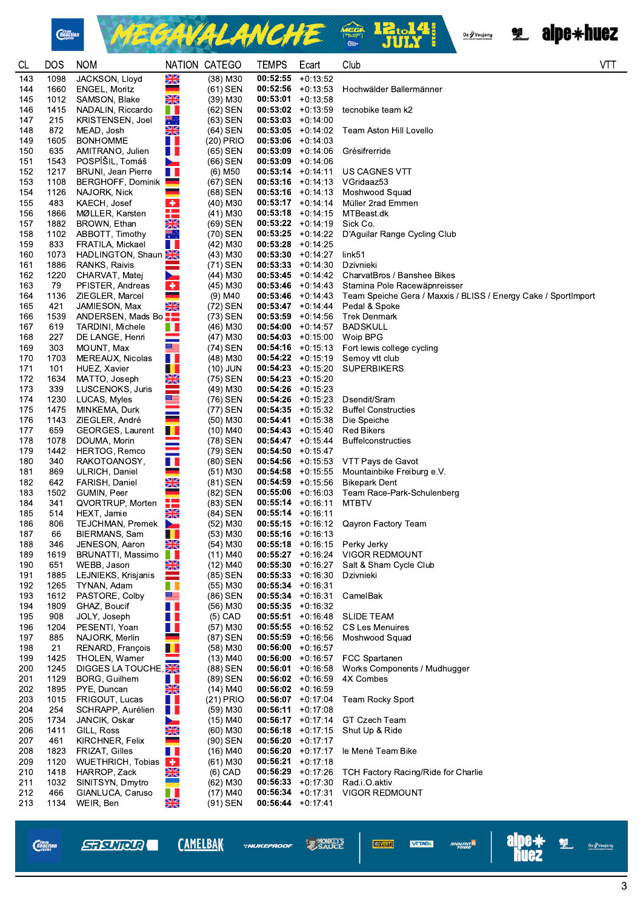| CL | DOS | NOM | NATION | CATEGO | TEMPS | Ecart | Club | VTT |
|---|---|---|---|---|---|---|---|---|
| 143 | 1098 | JACKSON, Lloyd | | (38) M30 | 00:52:55 | +0:13:52 | | |
| 144 | 1660 | ENGEL, Moritz | | (61) SEN | 00:52:56 | +0:13:53 | Hochwälder Ballermänner | |
| 145 | 1012 | SAMSON, Blake | | (39) M30 | 00:53:01 | +0:13:58 | | |
| 146 | 1415 | NADALIN, Riccardo | | (62) SEN | 00:53:02 | +0:13:59 | tecnobike team k2 | |
| 147 | 215 | KRISTENSEN, Joel | | (63) SEN | 00:53:03 | +0:14:00 | | |
| 148 | 872 | MEAD, Josh | | (64) SEN | 00:53:05 | +0:14:02 | Team Aston Hill Lovello | |
| 149 | 1605 | BONHOMME | | (20) PRIO | 00:53:06 | +0:14:03 | | |
| 150 | 635 | AMITRANO, Julien | | (65) SEN | 00:53:09 | +0:14:06 | Grésifrerride | |
| 151 | 1543 | POSPÍŠIL, Tomáš | | (66) SEN | 00:53:09 | +0:14:06 | | |
| 152 | 1217 | BRUNI, Jean Pierre | | (6) M50 | 00:53:14 | +0:14:11 | US CAGNES VTT | |
| 153 | 1108 | BERGHOFF, Dominik | | (67) SEN | 00:53:16 | +0:14:13 | VGridaaz53 | |
| 154 | 1126 | NAJORK, Nick | | (68) SEN | 00:53:16 | +0:14:13 | Moshwood Squad | |
| 155 | 483 | KAECH, Josef | | (40) M30 | 00:53:17 | +0:14:14 | Müller 2rad Emmen | |
| 156 | 1866 | MØLLER, Karsten | | (41) M30 | 00:53:18 | +0:14:15 | MTBeast.dk | |
| 157 | 1882 | BROWN, Ethan | | (69) SEN | 00:53:22 | +0:14:19 | Sick Co. | |
| 158 | 1102 | ABBOTT, Timothy | | (70) SEN | 00:53:25 | +0:14:22 | D'Aguilar Range Cycling Club | |
| 159 | 833 | FRATILA, Mickael | | (42) M30 | 00:53:28 | +0:14:25 | | |
| 160 | 1073 | HADLINGTON, Shaun | | (43) M30 | 00:53:30 | +0:14:27 | link51 | |
| 161 | 1886 | RANKS, Raivis | | (71) SEN | 00:53:33 | +0:14:30 | Dzivnieki | |
| 162 | 1220 | CHARVAT, Matej | | (44) M30 | 00:53:45 | +0:14:42 | CharvatBros / Banshee Bikes | |
| 163 | 79 | PFISTER, Andreas | | (45) M30 | 00:53:46 | +0:14:43 | Stamina Pole Racewäpnreisser | |
| 164 | 1136 | ZIEGLER, Marcel | | (9) M40 | 00:53:46 | +0:14:43 | Team Speiche Gera / Maxxis / BLISS / Energy Cake / SportImport | |
| 165 | 421 | JAMIESON, Max | | (72) SEN | 00:53:47 | +0:14:44 | Pedal & Spoke | |
| 166 | 1539 | ANDERSEN, Mads Bo | | (73) SEN | 00:53:59 | +0:14:56 | Trek Denmark | |
| 167 | 619 | TARDINI, Michele | | (46) M30 | 00:54:00 | +0:14:57 | BADSKULL | |
| 168 | 227 | DE LANGE, Henri | | (47) M30 | 00:54:03 | +0:15:00 | Woip BPG | |
| 169 | 303 | MOUNT, Max | | (74) SEN | 00:54:16 | +0:15:13 | Fort lewis college cycling | |
| 170 | 1703 | MEREAUX, Nicolas | | (48) M30 | 00:54:22 | +0:15:19 | Semoy vtt club | |
| 171 | 101 | HUEZ, Xavier | | (10) JUN | 00:54:23 | +0:15:20 | SUPERBIKERS | |
| 172 | 1634 | MATTO, Joseph | | (75) SEN | 00:54:23 | +0:15:20 | | |
| 173 | 339 | LUSCENOKS, Juris | | (49) M30 | 00:54:26 | +0:15:23 | | |
| 174 | 1230 | LUCAS, Myles | | (76) SEN | 00:54:26 | +0:15:23 | Dsendit/Sram | |
| 175 | 1475 | MINKEMA, Durk | | (77) SEN | 00:54:35 | +0:15:32 | Buffel Constructies | |
| 176 | 1143 | ZIEGLER, André | | (50) M30 | 00:54:41 | +0:15:38 | Die Speiche | |
| 177 | 659 | GEORGES, Laurent | | (10) M40 | 00:54:43 | +0:15:40 | Red Bikers | |
| 178 | 1078 | DOUMA, Morin | | (78) SEN | 00:54:47 | +0:15:44 | Buffelconstructies | |
| 179 | 1442 | HERTOG, Remco | | (79) SEN | 00:54:50 | +0:15:47 | | |
| 180 | 340 | RAKOTOANOSY, | | (80) SEN | 00:54:56 | +0:15:53 | VTT Pays de Gavot | |
| 181 | 869 | ULRICH, Daniel | | (51) M30 | 00:54:58 | +0:15:55 | Mountainbike Freiburg e.V. | |
| 182 | 642 | FARISH, Daniel | | (81) SEN | 00:54:59 | +0:15:56 | Bikepark Dent | |
| 183 | 1502 | GUMIN, Peer | | (82) SEN | 00:55:06 | +0:16:03 | Team Race-Park-Schulenberg | |
| 184 | 341 | QVORTRUP, Morten | | (83) SEN | 00:55:14 | +0:16:11 | MTBTV | |
| 185 | 514 | HEXT, Jamie | | (84) SEN | 00:55:14 | +0:16:11 | | |
| 186 | 806 | TEJCHMAN, Premek | | (52) M30 | 00:55:15 | +0:16:12 | Qayron Factory Team | |
| 187 | 66 | BIERMANS, Sam | | (53) M30 | 00:55:16 | +0:16:13 | | |
| 188 | 346 | JENESON, Aaron | | (54) M30 | 00:55:18 | +0:16:15 | Perky Jerky | |
| 189 | 1619 | BRUNATTI, Massimo | | (11) M40 | 00:55:27 | +0:16:24 | VIGOR REDMOUNT | |
| 190 | 651 | WEBB, Jason | | (12) M40 | 00:55:30 | +0:16:27 | Salt & Sham Cycle Club | |
| 191 | 1885 | LEJNIEKS, Krisjanis | | (85) SEN | 00:55:33 | +0:16:30 | Dzivnieki | |
| 192 | 1265 | TYNAN, Adam | | (55) M30 | 00:55:34 | +0:16:31 | | |
| 193 | 1612 | PASTORE, Colby | | (86) SEN | 00:55:34 | +0:16:31 | CamelBak | |
| 194 | 1809 | GHAZ, Boucif | | (56) M30 | 00:55:35 | +0:16:32 | | |
| 195 | 908 | JOLY, Joseph | | (5) CAD | 00:55:51 | +0:16:48 | SLIDE TEAM | |
| 196 | 1204 | PESENTI, Yoan | | (57) M30 | 00:55:55 | +0:16:52 | CS Les Menuires | |
| 197 | 885 | NAJORK, Merlin | | (87) SEN | 00:55:59 | +0:16:56 | Moshwood Squad | |
| 198 | 21 | RENARD, François | | (58) M30 | 00:56:00 | +0:16:57 | | |
| 199 | 1425 | THOLEN, Warner | | (13) M40 | 00:56:00 | +0:16:57 | FCC Spartanen | |
| 200 | 1245 | DIGGES LA TOUCHE, | | (88) SEN | 00:56:01 | +0:16:58 | Works Components / Mudhugger | |
| 201 | 1129 | BORG, Guilhem | | (89) SEN | 00:56:02 | +0:16:59 | 4X Combes | |
| 202 | 1895 | PYE, Duncan | | (14) M40 | 00:56:02 | +0:16:59 | | |
| 203 | 1015 | FRIGOUT, Lucas | | (21) PRIO | 00:56:07 | +0:17:04 | Team Rocky Sport | |
| 204 | 254 | SCHRAPP, Aurélien | | (59) M30 | 00:56:11 | +0:17:08 | | |
| 205 | 1734 | JANCIK, Oskar | | (15) M40 | 00:56:17 | +0:17:14 | GT Czech Team | |
| 206 | 1411 | GILL, Ross | | (60) M30 | 00:56:18 | +0:17:15 | Shut Up & Ride | |
| 207 | 461 | KIRCHNER, Felix | | (90) SEN | 00:56:20 | +0:17:17 | | |
| 208 | 1823 | FRIZAT, Gilles | | (16) M40 | 00:56:20 | +0:17:17 | le Mené Team Bike | |
| 209 | 1120 | WUETHRICH, Tobias | | (61) M30 | 00:56:21 | +0:17:18 | | |
| 210 | 1418 | HARROP, Zack | | (6) CAD | 00:56:29 | +0:17:26 | TCH Factory Racing/Ride for Charlie | |
| 211 | 1032 | SINITSYN, Dmytro | | (62) M30 | 00:56:33 | +0:17:30 | Rad.i.O.aktiv | |
| 212 | 466 | GIANLUCA, Caruso | | (17) M40 | 00:56:34 | +0:17:31 | VIGOR REDMOUNT | |
| 213 | 1134 | WEIR, Ben | | (91) SEN | 00:56:44 | +0:17:41 | | |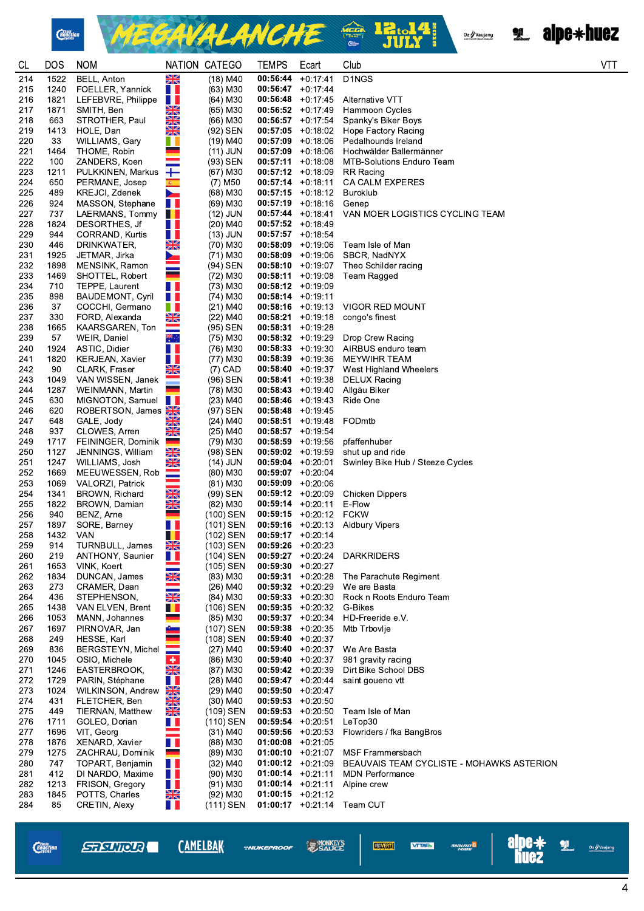| CL | DOS | NOM | NATION | CATEGO | TEMPS | Ecart | Club | VTT |
|---|---|---|---|---|---|---|---|---|
| 214 | 1522 | BELL, Anton | | (18) M40 | **00:56:44** | +0:17:41 | D1NGS | |
| 215 | 1240 | FOELLER, Yannick | | (63) M30 | **00:56:47** | +0:17:44 | | |
| 216 | 1821 | LEFEBVRE, Philippe | | (64) M30 | **00:56:48** | +0:17:45 | Alternative VTT | |
| 217 | 1871 | SMITH, Ben | | (65) M30 | **00:56:52** | +0:17:49 | Hammoon Cycles | |
| 218 | 663 | STROTHER, Paul | | (66) M30 | **00:56:57** | +0:17:54 | Spanky's Biker Boys | |
| 219 | 1413 | HOLE, Dan | | (92) SEN | **00:57:05** | +0:18:02 | Hope Factory Racing | |
| 220 | 33 | WILLIAMS, Gary | | (19) M40 | **00:57:09** | +0:18:06 | Pedalhounds Ireland | |
| 221 | 1464 | THOME, Robin | | (11) JUN | **00:57:09** | +0:18:06 | Hochwälder Ballermänner | |
| 222 | 100 | ZANDERS, Koen | | (93) SEN | **00:57:11** | +0:18:08 | MTB-Solutions Enduro Team | |
| 223 | 1211 | PULKKINEN, Markus | | (67) M30 | **00:57:12** | +0:18:09 | RR Racing | |
| 224 | 650 | PERMANE, Josep | | (7) M50 | **00:57:14** | +0:18:11 | CA CALM EXPERES | |
| 225 | 489 | KREJCI, Zdenek | | (68) M30 | **00:57:15** | +0:18:12 | Buroklub | |
| 226 | 924 | MASSON, Stephane | | (69) M30 | **00:57:19** | +0:18:16 | Genep | |
| 227 | 737 | LAERMANS, Tommy | | (12) JUN | **00:57:44** | +0:18:41 | VAN MOER LOGISTICS CYCLING TEAM | |
| 228 | 1824 | DESORTHES, Jf | | (20) M40 | **00:57:52** | +0:18:49 | | |
| 229 | 944 | CORRAND, Kurtis | | (13) JUN | **00:57:57** | +0:18:54 | | |
| 230 | 446 | DRINKWATER, | | (70) M30 | **00:58:09** | +0:19:06 | Team Isle of Man | |
| 231 | 1925 | JETMAR, Jirka | | (71) M30 | **00:58:09** | +0:19:06 | SBCR, NadNYX | |
| 232 | 1898 | MENSINK, Ramon | | (94) SEN | **00:58:10** | +0:19:07 | Theo Schilder racing | |
| 233 | 1469 | SHOTTEL, Robert | | (72) M30 | **00:58:11** | +0:19:08 | Team Ragged | |
| 234 | 710 | TEPPE, Laurent | | (73) M30 | **00:58:12** | +0:19:09 | | |
| 235 | 898 | BAUDEMONT, Cyril | | (74) M30 | **00:58:14** | +0:19:11 | | |
| 236 | 37 | COCCHI, Germano | | (21) M40 | **00:58:16** | +0:19:13 | VIGOR RED MOUNT | |
| 237 | 330 | FORD, Alexanda | | (22) M40 | **00:58:21** | +0:19:18 | congo's finest | |
| 238 | 1665 | KAARSGAREN, Ton | | (95) SEN | **00:58:31** | +0:19:28 | | |
| 239 | 57 | WEIR, Daniel | | (75) M30 | **00:58:32** | +0:19:29 | Drop Crew Racing | |
| 240 | 1924 | ASTIC, Didier | | (76) M30 | **00:58:33** | +0:19:30 | AIRBUS enduro team | |
| 241 | 1820 | KERJEAN, Xavier | | (77) M30 | **00:58:39** | +0:19:36 | MEYWIHR TEAM | |
| 242 | 90 | CLARK, Fraser | | (7) CAD | **00:58:40** | +0:19:37 | West Highland Wheelers | |
| 243 | 1049 | VAN WISSEN, Janek | | (96) SEN | **00:58:41** | +0:19:38 | DELUX Racing | |
| 244 | 1287 | WEINMANN, Martin | | (78) M30 | **00:58:43** | +0:19:40 | Allgäu Biker | |
| 245 | 630 | MIGNOTON, Samuel | | (23) M40 | **00:58:46** | +0:19:43 | Ride One | |
| 246 | 620 | ROBERTSON, James | | (97) SEN | **00:58:48** | +0:19:45 | | |
| 247 | 648 | GALE, Jody | | (24) M40 | **00:58:51** | +0:19:48 | FODmtb | |
| 248 | 937 | CLOWES, Arren | | (25) M40 | **00:58:57** | +0:19:54 | | |
| 249 | 1717 | FEININGER, Dominik | | (79) M30 | **00:58:59** | +0:19:56 | pfaffenhuber | |
| 250 | 1127 | JENNINGS, William | | (98) SEN | **00:59:02** | +0:19:59 | shut up and ride | |
| 251 | 1247 | WILLIAMS, Josh | | (14) JUN | **00:59:04** | +0:20:01 | Swinley Bike Hub / Steeze Cycles | |
| 252 | 1669 | MEEUWESSEN, Rob | | (80) M30 | **00:59:07** | +0:20:04 | | |
| 253 | 1069 | VALORZI, Patrick | | (81) M30 | **00:59:09** | +0:20:06 | | |
| 254 | 1341 | BROWN, Richard | | (99) SEN | **00:59:12** | +0:20:09 | Chicken Dippers | |
| 255 | 1822 | BROWN, Damian | | (82) M30 | **00:59:14** | +0:20:11 | E-Flow | |
| 256 | 940 | BENZ, Arne | | (100) SEN | **00:59:15** | +0:20:12 | FCKW | |
| 257 | 1897 | SORE, Barney | | (101) SEN | **00:59:16** | +0:20:13 | Aldbury Vipers | |
| 258 | 1432 | VAN | | (102) SEN | **00:59:17** | +0:20:14 | | |
| 259 | 914 | TURNBULL, James | | (103) SEN | **00:59:26** | +0:20:23 | | |
| 260 | 219 | ANTHONY, Saunier | | (104) SEN | **00:59:27** | +0:20:24 | DARKRIDERS | |
| 261 | 1653 | VINK, Koert | | (105) SEN | **00:59:30** | +0:20:27 | | |
| 262 | 1834 | DUNCAN, James | | (83) M30 | **00:59:31** | +0:20:28 | The Parachute Regiment | |
| 263 | 273 | CRAMER, Daan | | (26) M40 | **00:59:32** | +0:20:29 | We are Basta | |
| 264 | 436 | STEPHENSON, | | (84) M30 | **00:59:33** | +0:20:30 | Rock n Roots Enduro Team | |
| 265 | 1438 | VAN ELVEN, Brent | | (106) SEN | **00:59:35** | +0:20:32 | G-Bikes | |
| 266 | 1053 | MANN, Johannes | | (85) M30 | **00:59:37** | +0:20:34 | HD-Freeride e.V. | |
| 267 | 1697 | PIRNOVAR, Jan | | (107) SEN | **00:59:38** | +0:20:35 | Mtb Trbovlje | |
| 268 | 249 | HESSE, Karl | | (108) SEN | **00:59:40** | +0:20:37 | | |
| 269 | 836 | BERGSTEYN, Michel | | (27) M40 | **00:59:40** | +0:20:37 | We Are Basta | |
| 270 | 1045 | OSIO, Michele | | (86) M30 | **00:59:40** | +0:20:37 | 981 gravity racing | |
| 271 | 1246 | EASTERBROOK, | | (87) M30 | **00:59:42** | +0:20:39 | Dirt Bike School DBS | |
| 272 | 1729 | PARIN, Stéphane | | (28) M40 | **00:59:47** | +0:20:44 | saint goueno vtt | |
| 273 | 1024 | WILKINSON, Andrew | | (29) M40 | **00:59:50** | +0:20:47 | | |
| 274 | 431 | FLETCHER, Ben | | (30) M40 | **00:59:53** | +0:20:50 | | |
| 275 | 449 | TIERNAN, Matthew | | (109) SEN | **00:59:53** | +0:20:50 | Team Isle of Man | |
| 276 | 1711 | GOLEO, Dorian | | (110) SEN | **00:59:54** | +0:20:51 | LeTop30 | |
| 277 | 1696 | VIT, Georg | | (31) M40 | **00:59:56** | +0:20:53 | Flowriders / fka BangBros | |
| 278 | 1876 | XENARD, Xavier | | (88) M30 | **01:00:08** | +0:21:05 | | |
| 279 | 1275 | ZACHRAU, Dominik | | (89) M30 | **01:00:10** | +0:21:07 | MSF Frammersbach | |
| 280 | 747 | TOPART, Benjamin | | (32) M40 | **01:00:12** | +0:21:09 | BEAUVAIS TEAM CYCLISTE - MOHAWKS ASTERION | |
| 281 | 412 | DI NARDO, Maxime | | (90) M30 | **01:00:14** | +0:21:11 | MDN Performance | |
| 282 | 1213 | FRISON, Gregory | | (91) M30 | **01:00:14** | +0:21:11 | Alpine crew | |
| 283 | 1845 | POTTS, Charles | | (92) M30 | **01:00:15** | +0:21:12 | | |
| 284 | 85 | CRETIN, Alexy | | (111) SEN | **01:00:17** | +0:21:14 | Team CUT | |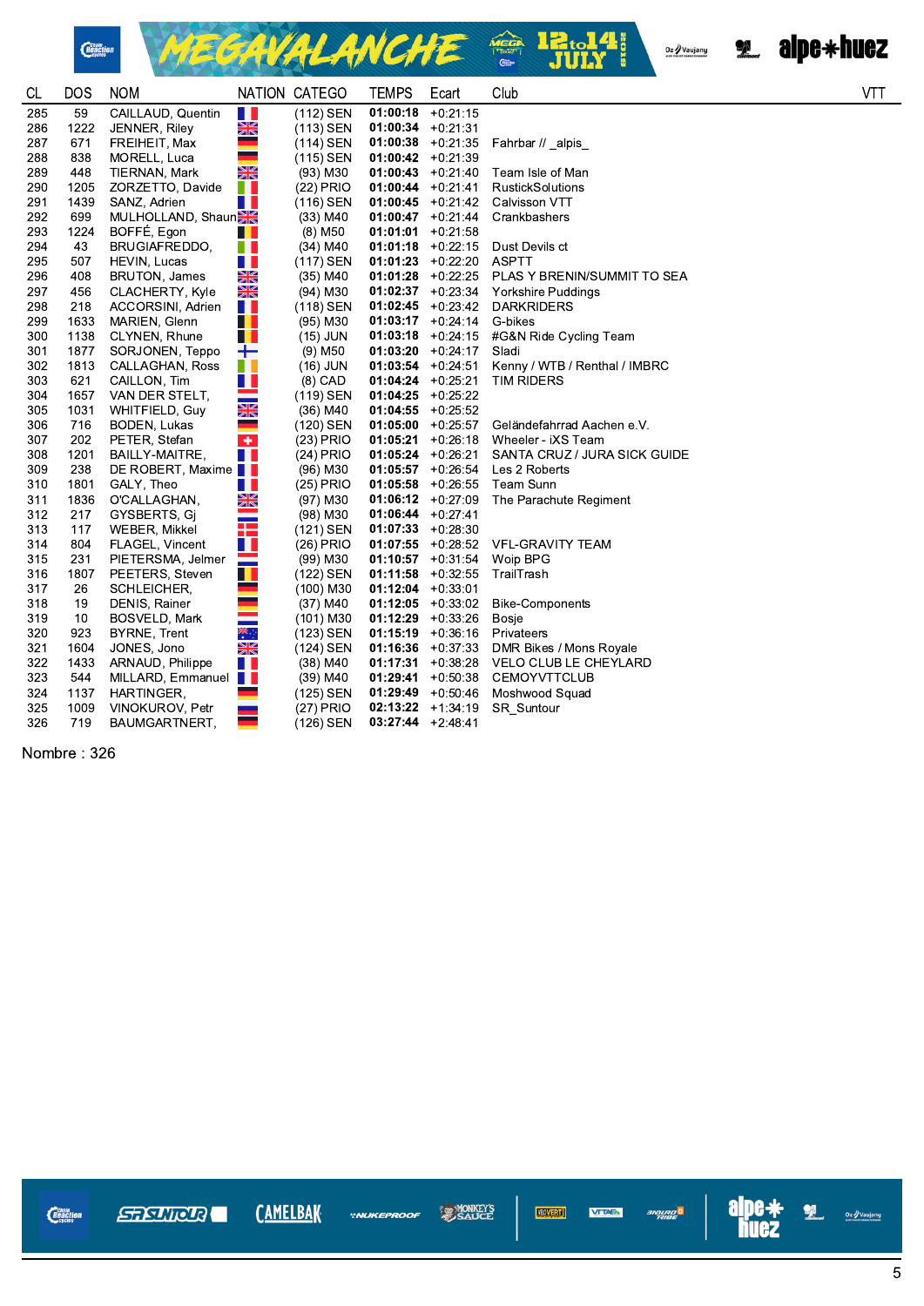| CL | DOS | NOM | NATION | CATEGO | TEMPS | Ecart | Club | VTT |
|---|---|---|---|---|---|---|---|---|
| 285 | 59 | CAILLAUD, Quentin | | (112) SEN | **01:00:18** | +0:21:15 | | |
| 286 | 1222 | JENNER, Riley | | (113) SEN | **01:00:34** | +0:21:31 | | |
| 287 | 671 | FREIHEIT, Max | | (114) SEN | **01:00:38** | +0:21:35 | Fahrbar // _alpis_ | |
| 288 | 838 | MORELL, Luca | | (115) SEN | **01:00:42** | +0:21:39 | | |
| 289 | 448 | TIERNAN, Mark | | (93) M30 | **01:00:43** | +0:21:40 | Team Isle of Man | |
| 290 | 1205 | ZORZETTO, Davide | | (22) PRIO | **01:00:44** | +0:21:41 | RustickSolutions | |
| 291 | 1439 | SANZ, Adrien | | (116) SEN | **01:00:45** | +0:21:42 | Calvisson VTT | |
| 292 | 699 | MULHOLLAND, Shaun | | (33) M40 | **01:00:47** | +0:21:44 | Crankbashers | |
| 293 | 1224 | BOFFÉ, Egon | | (8) M50 | **01:01:01** | +0:21:58 | | |
| 294 | 43 | BRUGIAFREDDO, | | (34) M40 | **01:01:18** | +0:22:15 | Dust Devils ct | |
| 295 | 507 | HEVIN, Lucas | | (117) SEN | **01:01:23** | +0:22:20 | ASPTT | |
| 296 | 408 | BRUTON, James | | (35) M40 | **01:01:28** | +0:22:25 | PLAS Y BRENIN/SUMMIT TO SEA | |
| 297 | 456 | CLACHERTY, Kyle | | (94) M30 | **01:02:37** | +0:23:34 | Yorkshire Puddings | |
| 298 | 218 | ACCORSINI, Adrien | | (118) SEN | **01:02:45** | +0:23:42 | DARKRIDERS | |
| 299 | 1633 | MARIEN, Glenn | | (95) M30 | **01:03:17** | +0:24:14 | G-bikes | |
| 300 | 1138 | CLYNEN, Rhune | | (15) JUN | **01:03:18** | +0:24:15 | #G&N Ride Cycling Team | |
| 301 | 1877 | SORJONEN, Teppo | | (9) M50 | **01:03:20** | +0:24:17 | Sladi | |
| 302 | 1813 | CALLAGHAN, Ross | | (16) JUN | **01:03:54** | +0:24:51 | Kenny / WTB / Renthal / IMBRC | |
| 303 | 621 | CAILLON, Tim | | (8) CAD | **01:04:24** | +0:25:21 | TIM RIDERS | |
| 304 | 1657 | VAN DER STELT, | | (119) SEN | **01:04:25** | +0:25:22 | | |
| 305 | 1031 | WHITFIELD, Guy | | (36) M40 | **01:04:55** | +0:25:52 | | |
| 306 | 716 | BODEN, Lukas | | (120) SEN | **01:05:00** | +0:25:57 | Geländefahrrad Aachen e.V. | |
| 307 | 202 | PETER, Stefan | | (23) PRIO | **01:05:21** | +0:26:18 | Wheeler - iXS Team | |
| 308 | 1201 | BAILLY-MAITRE, | | (24) PRIO | **01:05:24** | +0:26:21 | SANTA CRUZ / JURA SICK GUIDE | |
| 309 | 238 | DE ROBERT, Maxime | | (96) M30 | **01:05:57** | +0:26:54 | Les 2 Roberts | |
| 310 | 1801 | GALY, Theo | | (25) PRIO | **01:05:58** | +0:26:55 | Team Sunn | |
| 311 | 1836 | O'CALLAGHAN, | | (97) M30 | **01:06:12** | +0:27:09 | The Parachute Regiment | |
| 312 | 217 | GYSBERTS, Gj | | (98) M30 | **01:06:44** | +0:27:41 | | |
| 313 | 117 | WEBER, Mikkel | | (121) SEN | **01:07:33** | +0:28:30 | | |
| 314 | 804 | FLAGEL, Vincent | | (26) PRIO | **01:07:55** | +0:28:52 | VFL-GRAVITY TEAM | |
| 315 | 231 | PIETERSMA, Jelmer | | (99) M30 | **01:10:57** | +0:31:54 | Woip BPG | |
| 316 | 1807 | PEETERS, Steven | | (122) SEN | **01:11:58** | +0:32:55 | TrailTrash | |
| 317 | 26 | SCHLEICHER, | | (100) M30 | **01:12:04** | +0:33:01 | | |
| 318 | 19 | DENIS, Rainer | | (37) M40 | **01:12:05** | +0:33:02 | Bike-Components | |
| 319 | 10 | BOSVELD, Mark | | (101) M30 | **01:12:29** | +0:33:26 | Bosje | |
| 320 | 923 | BYRNE, Trent | | (123) SEN | **01:15:19** | +0:36:16 | Privateers | |
| 321 | 1604 | JONES, Jono | | (124) SEN | **01:16:36** | +0:37:33 | DMR Bikes / Mons Royale | |
| 322 | 1433 | ARNAUD, Philippe | | (38) M40 | **01:17:31** | +0:38:28 | VELO CLUB LE CHEYLARD | |
| 323 | 544 | MILLARD, Emmanuel | | (39) M40 | **01:29:41** | +0:50:38 | CEMOYVTTCLUB | |
| 324 | 1137 | HARTINGER, | | (125) SEN | **01:29:49** | +0:50:46 | Moshwood Squad | |
| 325 | 1009 | VINOKUROV, Petr | | (27) PRIO | **02:13:22** | +1:34:19 | SR_Suntour | |
| 326 | 719 | BAUMGARTNERT, | | (126) SEN | **03:27:44** | +2:48:41 | | |

Nombre : 326